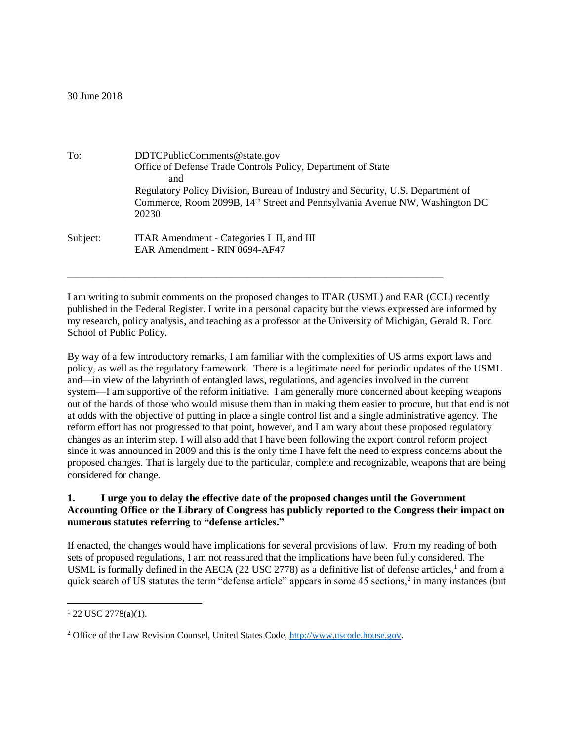30 June 2018

To: DDTCPublicComments@state.gov
Office of Defense Trade Controls Policy, Department of State
and
Regulatory Policy Division, Bureau of Industry and Security, U.S. Department of Commerce, Room 2099B, 14th Street and Pennsylvania Avenue NW, Washington DC 20230

Subject: ITAR Amendment - Categories I II, and III
EAR Amendment - RIN 0694-AF47

---

I am writing to submit comments on the proposed changes to ITAR (USML) and EAR (CCL) recently published in the Federal Register. I write in a personal capacity but the views expressed are informed by my research, policy analysis, and teaching as a professor at the University of Michigan, Gerald R. Ford School of Public Policy.

By way of a few introductory remarks, I am familiar with the complexities of US arms export laws and policy, as well as the regulatory framework. There is a legitimate need for periodic updates of the USML and—in view of the labyrinth of entangled laws, regulations, and agencies involved in the current system—I am supportive of the reform initiative. I am generally more concerned about keeping weapons out of the hands of those who would misuse them than in making them easier to procure, but that end is not at odds with the objective of putting in place a single control list and a single administrative agency. The reform effort has not progressed to that point, however, and I am wary about these proposed regulatory changes as an interim step. I will also add that I have been following the export control reform project since it was announced in 2009 and this is the only time I have felt the need to express concerns about the proposed changes. That is largely due to the particular, complete and recognizable, weapons that are being considered for change.

**1. I urge you to delay the effective date of the proposed changes until the Government Accounting Office or the Library of Congress has publicly reported to the Congress their impact on numerous statutes referring to "defense articles."**

If enacted, the changes would have implications for several provisions of law. From my reading of both sets of proposed regulations, I am not reassured that the implications have been fully considered. The USML is formally defined in the AECA (22 USC 2778) as a definitive list of defense articles,[1] and from a quick search of US statutes the term "defense article" appears in some 45 sections,[2] in many instances (but

---

[1] 22 USC 2778(a)(1).

[2] Office of the Law Revision Counsel, United States Code, http://www.uscode.house.gov.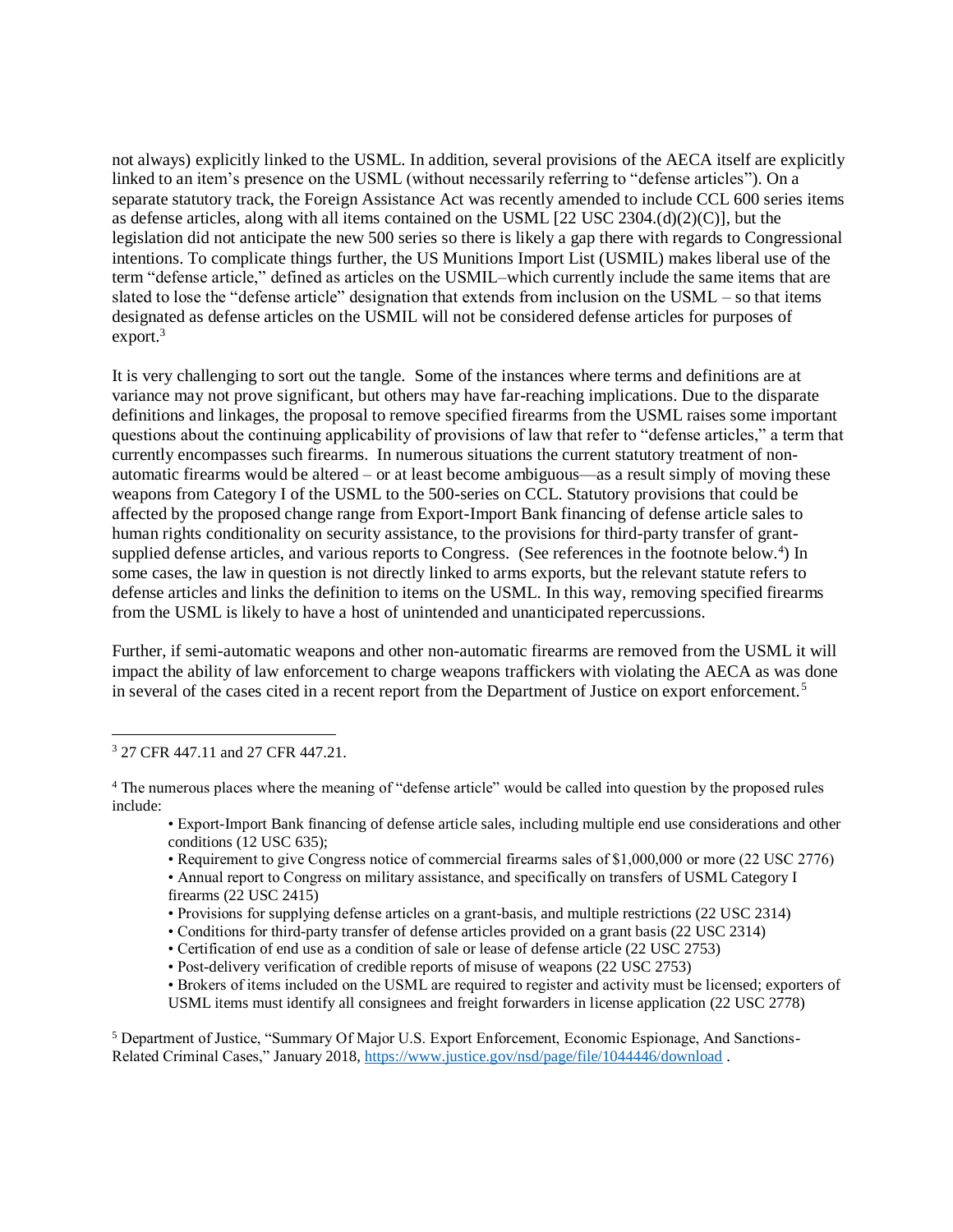not always) explicitly linked to the USML. In addition, several provisions of the AECA itself are explicitly linked to an item's presence on the USML (without necessarily referring to "defense articles"). On a separate statutory track, the Foreign Assistance Act was recently amended to include CCL 600 series items as defense articles, along with all items contained on the USML [22 USC 2304.(d)(2)(C)], but the legislation did not anticipate the new 500 series so there is likely a gap there with regards to Congressional intentions. To complicate things further, the US Munitions Import List (USMIL) makes liberal use of the term "defense article," defined as articles on the USMIL–which currently include the same items that are slated to lose the "defense article" designation that extends from inclusion on the USML – so that items designated as defense articles on the USMIL will not be considered defense articles for purposes of export.[3]

It is very challenging to sort out the tangle. Some of the instances where terms and definitions are at variance may not prove significant, but others may have far-reaching implications. Due to the disparate definitions and linkages, the proposal to remove specified firearms from the USML raises some important questions about the continuing applicability of provisions of law that refer to "defense articles," a term that currently encompasses such firearms. In numerous situations the current statutory treatment of non-automatic firearms would be altered – or at least become ambiguous—as a result simply of moving these weapons from Category I of the USML to the 500-series on CCL. Statutory provisions that could be affected by the proposed change range from Export-Import Bank financing of defense article sales to human rights conditionality on security assistance, to the provisions for third-party transfer of grant-supplied defense articles, and various reports to Congress. (See references in the footnote below.[4]) In some cases, the law in question is not directly linked to arms exports, but the relevant statute refers to defense articles and links the definition to items on the USML. In this way, removing specified firearms from the USML is likely to have a host of unintended and unanticipated repercussions.

Further, if semi-automatic weapons and other non-automatic firearms are removed from the USML it will impact the ability of law enforcement to charge weapons traffickers with violating the AECA as was done in several of the cases cited in a recent report from the Department of Justice on export enforcement.[5]

---

[3] 27 CFR 447.11 and 27 CFR 447.21.

[4] The numerous places where the meaning of "defense article" would be called into question by the proposed rules include:

- Export-Import Bank financing of defense article sales, including multiple end use considerations and other conditions (12 USC 635);
- Requirement to give Congress notice of commercial firearms sales of $1,000,000 or more (22 USC 2776)
- Annual report to Congress on military assistance, and specifically on transfers of USML Category I firearms (22 USC 2415)
- Provisions for supplying defense articles on a grant-basis, and multiple restrictions (22 USC 2314)
- Conditions for third-party transfer of defense articles provided on a grant basis (22 USC 2314)
- Certification of end use as a condition of sale or lease of defense article (22 USC 2753)
- Post-delivery verification of credible reports of misuse of weapons (22 USC 2753)
- Brokers of items included on the USML are required to register and activity must be licensed; exporters of USML items must identify all consignees and freight forwarders in license application (22 USC 2778)

[5] Department of Justice, "Summary Of Major U.S. Export Enforcement, Economic Espionage, And Sanctions-Related Criminal Cases," January 2018, https://www.justice.gov/nsd/page/file/1044446/download .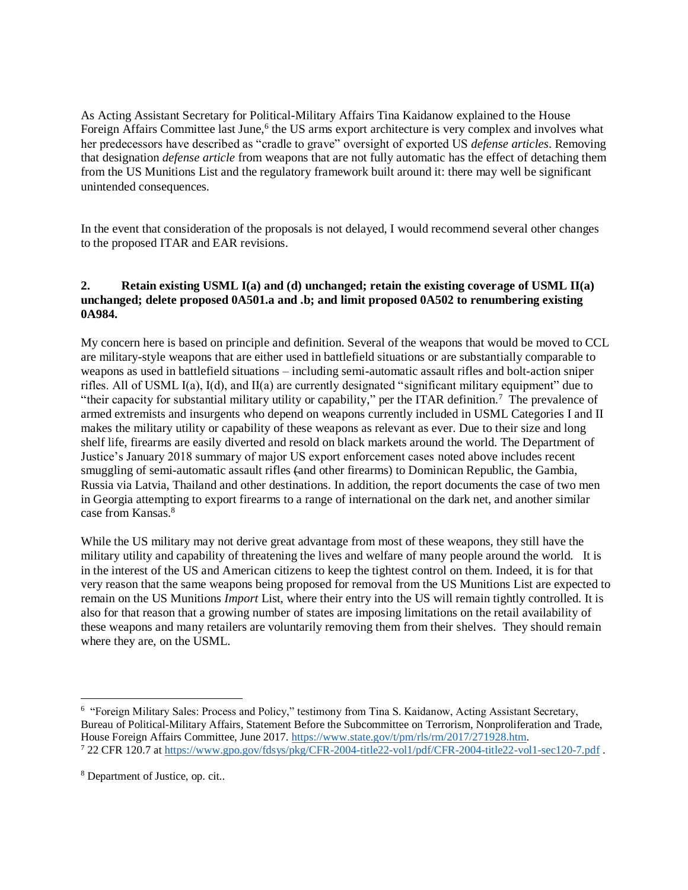As Acting Assistant Secretary for Political-Military Affairs Tina Kaidanow explained to the House Foreign Affairs Committee last June,[6] the US arms export architecture is very complex and involves what her predecessors have described as "cradle to grave" oversight of exported US *defense articles*. Removing that designation *defense article* from weapons that are not fully automatic has the effect of detaching them from the US Munitions List and the regulatory framework built around it: there may well be significant unintended consequences.

In the event that consideration of the proposals is not delayed, I would recommend several other changes to the proposed ITAR and EAR revisions.

**2. Retain existing USML I(a) and (d) unchanged; retain the existing coverage of USML II(a) unchanged; delete proposed 0A501.a and .b; and limit proposed 0A502 to renumbering existing 0A984.**

My concern here is based on principle and definition. Several of the weapons that would be moved to CCL are military-style weapons that are either used in battlefield situations or are substantially comparable to weapons as used in battlefield situations – including semi-automatic assault rifles and bolt-action sniper rifles. All of USML I(a), I(d), and II(a) are currently designated "significant military equipment" due to "their capacity for substantial military utility or capability," per the ITAR definition.[7] The prevalence of armed extremists and insurgents who depend on weapons currently included in USML Categories I and II makes the military utility or capability of these weapons as relevant as ever. Due to their size and long shelf life, firearms are easily diverted and resold on black markets around the world. The Department of Justice's January 2018 summary of major US export enforcement cases noted above includes recent smuggling of semi-automatic assault rifles (and other firearms) to Dominican Republic, the Gambia, Russia via Latvia, Thailand and other destinations. In addition, the report documents the case of two men in Georgia attempting to export firearms to a range of international on the dark net, and another similar case from Kansas.[8]

While the US military may not derive great advantage from most of these weapons, they still have the military utility and capability of threatening the lives and welfare of many people around the world. It is in the interest of the US and American citizens to keep the tightest control on them. Indeed, it is for that very reason that the same weapons being proposed for removal from the US Munitions List are expected to remain on the US Munitions *Import* List, where their entry into the US will remain tightly controlled. It is also for that reason that a growing number of states are imposing limitations on the retail availability of these weapons and many retailers are voluntarily removing them from their shelves. They should remain where they are, on the USML.

---

[6] "Foreign Military Sales: Process and Policy," testimony from Tina S. Kaidanow, Acting Assistant Secretary, Bureau of Political-Military Affairs, Statement Before the Subcommittee on Terrorism, Nonproliferation and Trade, House Foreign Affairs Committee, June 2017. https://www.state.gov/t/pm/rls/rm/2017/271928.htm.

[7] 22 CFR 120.7 at https://www.gpo.gov/fdsys/pkg/CFR-2004-title22-vol1/pdf/CFR-2004-title22-vol1-sec120-7.pdf .

[8] Department of Justice, op. cit..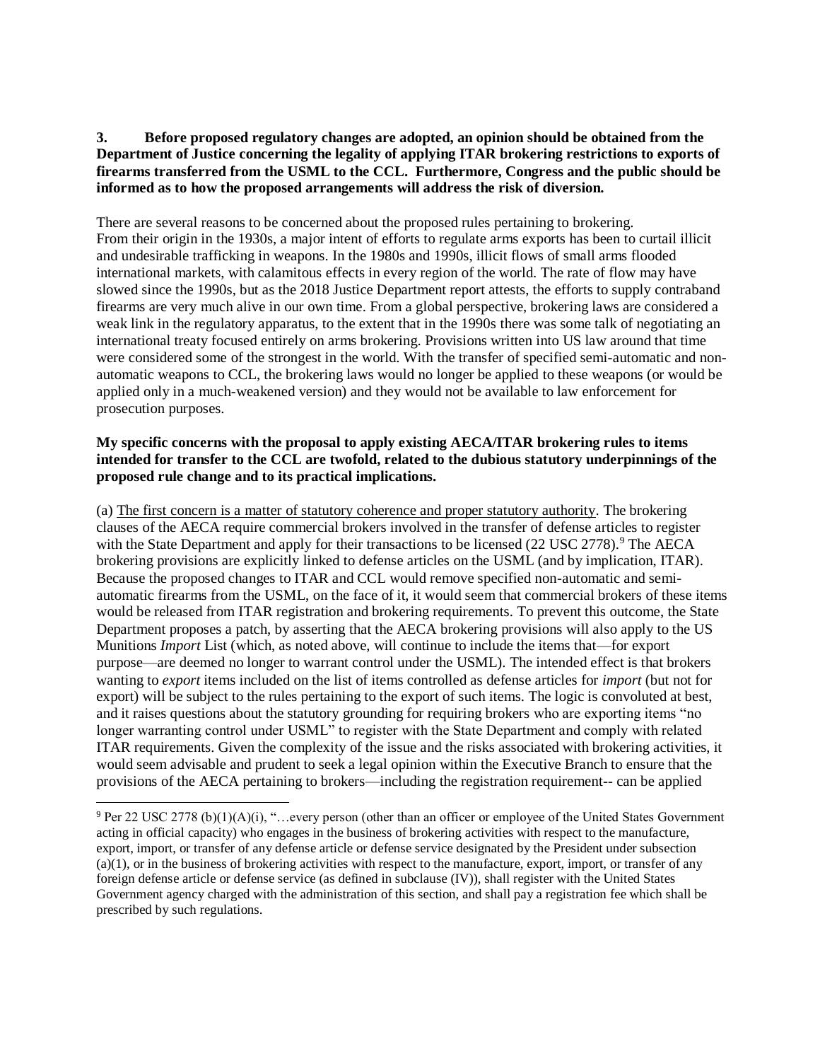**3. Before proposed regulatory changes are adopted, an opinion should be obtained from the Department of Justice concerning the legality of applying ITAR brokering restrictions to exports of firearms transferred from the USML to the CCL. Furthermore, Congress and the public should be informed as to how the proposed arrangements will address the risk of diversion.**

There are several reasons to be concerned about the proposed rules pertaining to brokering. From their origin in the 1930s, a major intent of efforts to regulate arms exports has been to curtail illicit and undesirable trafficking in weapons. In the 1980s and 1990s, illicit flows of small arms flooded international markets, with calamitous effects in every region of the world. The rate of flow may have slowed since the 1990s, but as the 2018 Justice Department report attests, the efforts to supply contraband firearms are very much alive in our own time. From a global perspective, brokering laws are considered a weak link in the regulatory apparatus, to the extent that in the 1990s there was some talk of negotiating an international treaty focused entirely on arms brokering. Provisions written into US law around that time were considered some of the strongest in the world. With the transfer of specified semi-automatic and non-automatic weapons to CCL, the brokering laws would no longer be applied to these weapons (or would be applied only in a much-weakened version) and they would not be available to law enforcement for prosecution purposes.

**My specific concerns with the proposal to apply existing AECA/ITAR brokering rules to items intended for transfer to the CCL are twofold, related to the dubious statutory underpinnings of the proposed rule change and to its practical implications.**

(a) <u>The first concern is a matter of statutory coherence and proper statutory authority</u>. The brokering clauses of the AECA require commercial brokers involved in the transfer of defense articles to register with the State Department and apply for their transactions to be licensed (22 USC 2778).[9] The AECA brokering provisions are explicitly linked to defense articles on the USML (and by implication, ITAR). Because the proposed changes to ITAR and CCL would remove specified non-automatic and semi-automatic firearms from the USML, on the face of it, it would seem that commercial brokers of these items would be released from ITAR registration and brokering requirements. To prevent this outcome, the State Department proposes a patch, by asserting that the AECA brokering provisions will also apply to the US Munitions *Import* List (which, as noted above, will continue to include the items that—for export purpose—are deemed no longer to warrant control under the USML). The intended effect is that brokers wanting to *export* items included on the list of items controlled as defense articles for *import* (but not for export) will be subject to the rules pertaining to the export of such items. The logic is convoluted at best, and it raises questions about the statutory grounding for requiring brokers who are exporting items "no longer warranting control under USML" to register with the State Department and comply with related ITAR requirements. Given the complexity of the issue and the risks associated with brokering activities, it would seem advisable and prudent to seek a legal opinion within the Executive Branch to ensure that the provisions of the AECA pertaining to brokers—including the registration requirement-- can be applied

[9] Per 22 USC 2778 (b)(1)(A)(i), "…every person (other than an officer or employee of the United States Government acting in official capacity) who engages in the business of brokering activities with respect to the manufacture, export, import, or transfer of any defense article or defense service designated by the President under subsection (a)(1), or in the business of brokering activities with respect to the manufacture, export, import, or transfer of any foreign defense article or defense service (as defined in subclause (IV)), shall register with the United States Government agency charged with the administration of this section, and shall pay a registration fee which shall be prescribed by such regulations.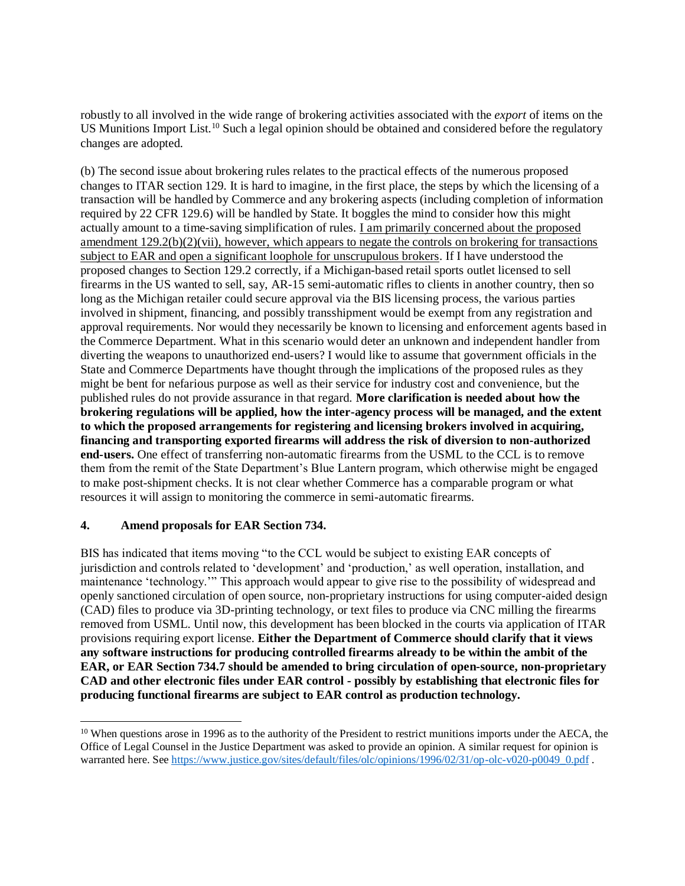robustly to all involved in the wide range of brokering activities associated with the *export* of items on the US Munitions Import List.[10] Such a legal opinion should be obtained and considered before the regulatory changes are adopted.

(b) The second issue about brokering rules relates to the practical effects of the numerous proposed changes to ITAR section 129. It is hard to imagine, in the first place, the steps by which the licensing of a transaction will be handled by Commerce and any brokering aspects (including completion of information required by 22 CFR 129.6) will be handled by State. It boggles the mind to consider how this might actually amount to a time-saving simplification of rules. <u>I am primarily concerned about the proposed amendment 129.2(b)(2)(vii), however, which appears to negate the controls on brokering for transactions subject to EAR and open a significant loophole for unscrupulous brokers</u>. If I have understood the proposed changes to Section 129.2 correctly, if a Michigan-based retail sports outlet licensed to sell firearms in the US wanted to sell, say, AR-15 semi-automatic rifles to clients in another country, then so long as the Michigan retailer could secure approval via the BIS licensing process, the various parties involved in shipment, financing, and possibly transshipment would be exempt from any registration and approval requirements. Nor would they necessarily be known to licensing and enforcement agents based in the Commerce Department. What in this scenario would deter an unknown and independent handler from diverting the weapons to unauthorized end-users? I would like to assume that government officials in the State and Commerce Departments have thought through the implications of the proposed rules as they might be bent for nefarious purpose as well as their service for industry cost and convenience, but the published rules do not provide assurance in that regard. **More clarification is needed about how the brokering regulations will be applied, how the inter-agency process will be managed, and the extent to which the proposed arrangements for registering and licensing brokers involved in acquiring, financing and transporting exported firearms will address the risk of diversion to non-authorized end-users.** One effect of transferring non-automatic firearms from the USML to the CCL is to remove them from the remit of the State Department's Blue Lantern program, which otherwise might be engaged to make post-shipment checks. It is not clear whether Commerce has a comparable program or what resources it will assign to monitoring the commerce in semi-automatic firearms.

#### 4. Amend proposals for EAR Section 734.

BIS has indicated that items moving "to the CCL would be subject to existing EAR concepts of jurisdiction and controls related to 'development' and 'production,' as well operation, installation, and maintenance 'technology.'" This approach would appear to give rise to the possibility of widespread and openly sanctioned circulation of open source, non-proprietary instructions for using computer-aided design (CAD) files to produce via 3D-printing technology, or text files to produce via CNC milling the firearms removed from USML. Until now, this development has been blocked in the courts via application of ITAR provisions requiring export license. **Either the Department of Commerce should clarify that it views any software instructions for producing controlled firearms already to be within the ambit of the EAR, or EAR Section 734.7 should be amended to bring circulation of open-source, non-proprietary CAD and other electronic files under EAR control - possibly by establishing that electronic files for producing functional firearms are subject to EAR control as production technology.**

---

[10] When questions arose in 1996 as to the authority of the President to restrict munitions imports under the AECA, the Office of Legal Counsel in the Justice Department was asked to provide an opinion. A similar request for opinion is warranted here. See https://www.justice.gov/sites/default/files/olc/opinions/1996/02/31/op-olc-v020-p0049_0.pdf .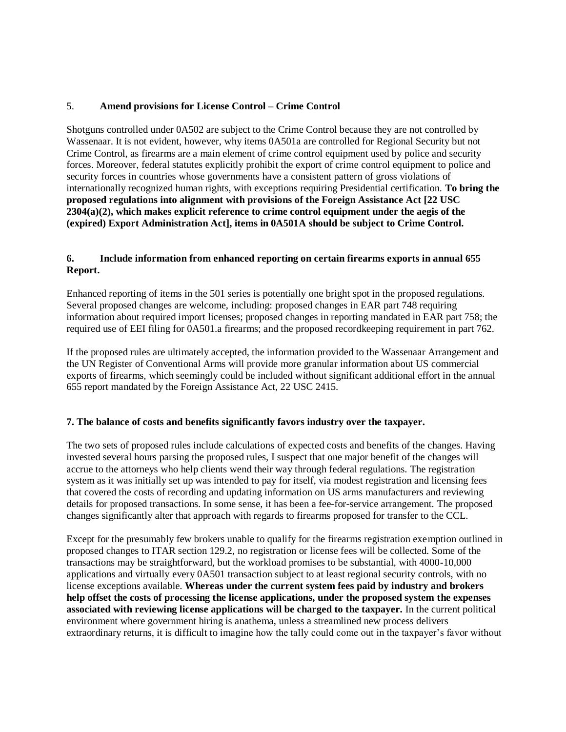## 5. **Amend provisions for License Control – Crime Control**

Shotguns controlled under 0A502 are subject to the Crime Control because they are not controlled by Wassenaar. It is not evident, however, why items 0A501a are controlled for Regional Security but not Crime Control, as firearms are a main element of crime control equipment used by police and security forces. Moreover, federal statutes explicitly prohibit the export of crime control equipment to police and security forces in countries whose governments have a consistent pattern of gross violations of internationally recognized human rights, with exceptions requiring Presidential certification. **To bring the proposed regulations into alignment with provisions of the Foreign Assistance Act [22 USC 2304(a)(2), which makes explicit reference to crime control equipment under the aegis of the (expired) Export Administration Act], items in 0A501A should be subject to Crime Control.**

## 6. **Include information from enhanced reporting on certain firearms exports in annual 655 Report.**

Enhanced reporting of items in the 501 series is potentially one bright spot in the proposed regulations. Several proposed changes are welcome, including: proposed changes in EAR part 748 requiring information about required import licenses; proposed changes in reporting mandated in EAR part 758; the required use of EEI filing for 0A501.a firearms; and the proposed recordkeeping requirement in part 762.

If the proposed rules are ultimately accepted, the information provided to the Wassenaar Arrangement and the UN Register of Conventional Arms will provide more granular information about US commercial exports of firearms, which seemingly could be included without significant additional effort in the annual 655 report mandated by the Foreign Assistance Act, 22 USC 2415.

## 7. **The balance of costs and benefits significantly favors industry over the taxpayer.**

The two sets of proposed rules include calculations of expected costs and benefits of the changes. Having invested several hours parsing the proposed rules, I suspect that one major benefit of the changes will accrue to the attorneys who help clients wend their way through federal regulations. The registration system as it was initially set up was intended to pay for itself, via modest registration and licensing fees that covered the costs of recording and updating information on US arms manufacturers and reviewing details for proposed transactions. In some sense, it has been a fee-for-service arrangement. The proposed changes significantly alter that approach with regards to firearms proposed for transfer to the CCL.

Except for the presumably few brokers unable to qualify for the firearms registration exemption outlined in proposed changes to ITAR section 129.2, no registration or license fees will be collected. Some of the transactions may be straightforward, but the workload promises to be substantial, with 4000-10,000 applications and virtually every 0A501 transaction subject to at least regional security controls, with no license exceptions available. **Whereas under the current system fees paid by industry and brokers help offset the costs of processing the license applications, under the proposed system the expenses associated with reviewing license applications will be charged to the taxpayer.** In the current political environment where government hiring is anathema, unless a streamlined new process delivers extraordinary returns, it is difficult to imagine how the tally could come out in the taxpayer's favor without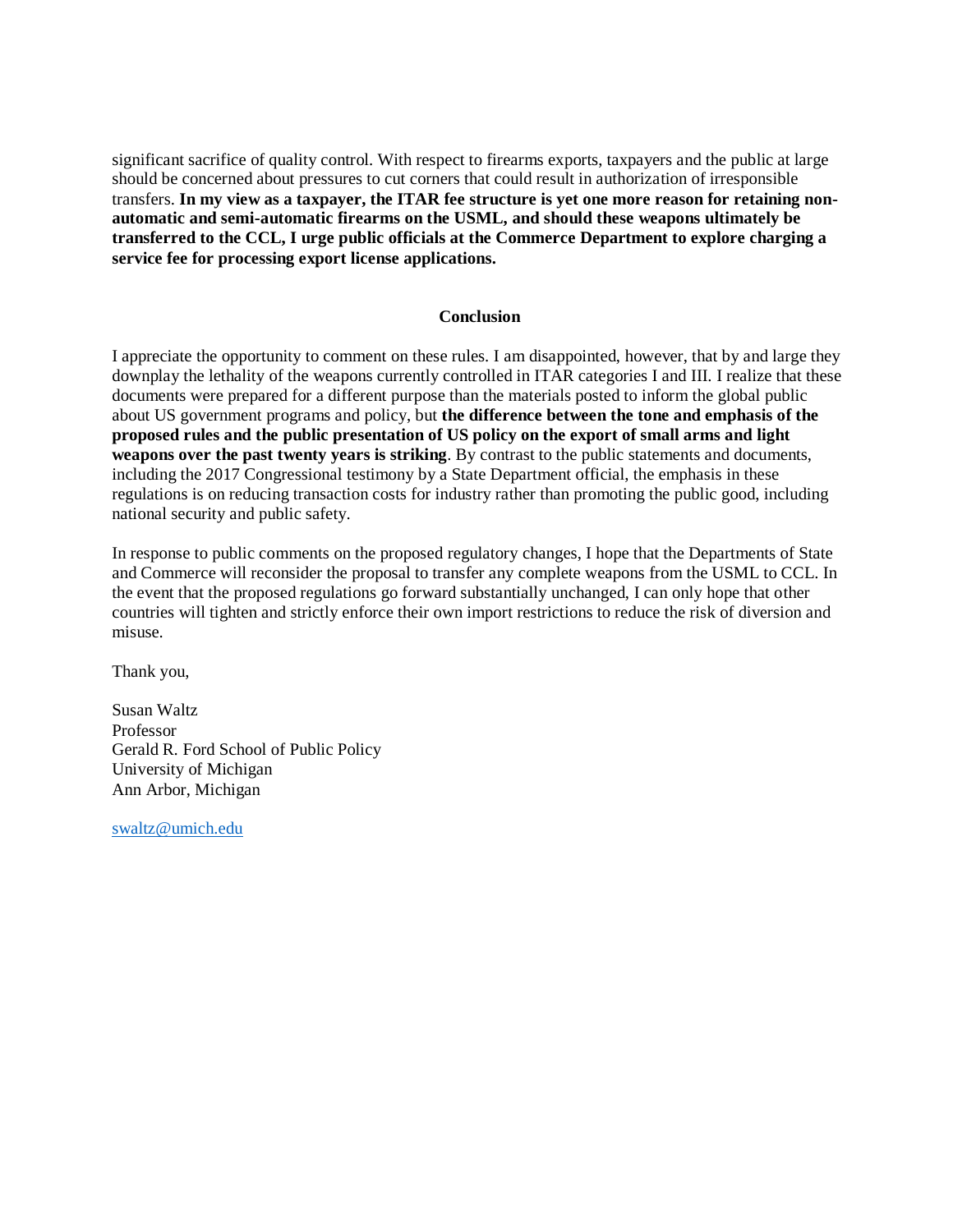significant sacrifice of quality control. With respect to firearms exports, taxpayers and the public at large should be concerned about pressures to cut corners that could result in authorization of irresponsible transfers. **In my view as a taxpayer, the ITAR fee structure is yet one more reason for retaining non-automatic and semi-automatic firearms on the USML, and should these weapons ultimately be transferred to the CCL, I urge public officials at the Commerce Department to explore charging a service fee for processing export license applications.**

## Conclusion

I appreciate the opportunity to comment on these rules. I am disappointed, however, that by and large they downplay the lethality of the weapons currently controlled in ITAR categories I and III. I realize that these documents were prepared for a different purpose than the materials posted to inform the global public about US government programs and policy, but **the difference between the tone and emphasis of the proposed rules and the public presentation of US policy on the export of small arms and light weapons over the past twenty years is striking**. By contrast to the public statements and documents, including the 2017 Congressional testimony by a State Department official, the emphasis in these regulations is on reducing transaction costs for industry rather than promoting the public good, including national security and public safety.

In response to public comments on the proposed regulatory changes, I hope that the Departments of State and Commerce will reconsider the proposal to transfer any complete weapons from the USML to CCL. In the event that the proposed regulations go forward substantially unchanged, I can only hope that other countries will tighten and strictly enforce their own import restrictions to reduce the risk of diversion and misuse.

Thank you,

Susan Waltz
Professor
Gerald R. Ford School of Public Policy
University of Michigan
Ann Arbor, Michigan

swaltz@umich.edu